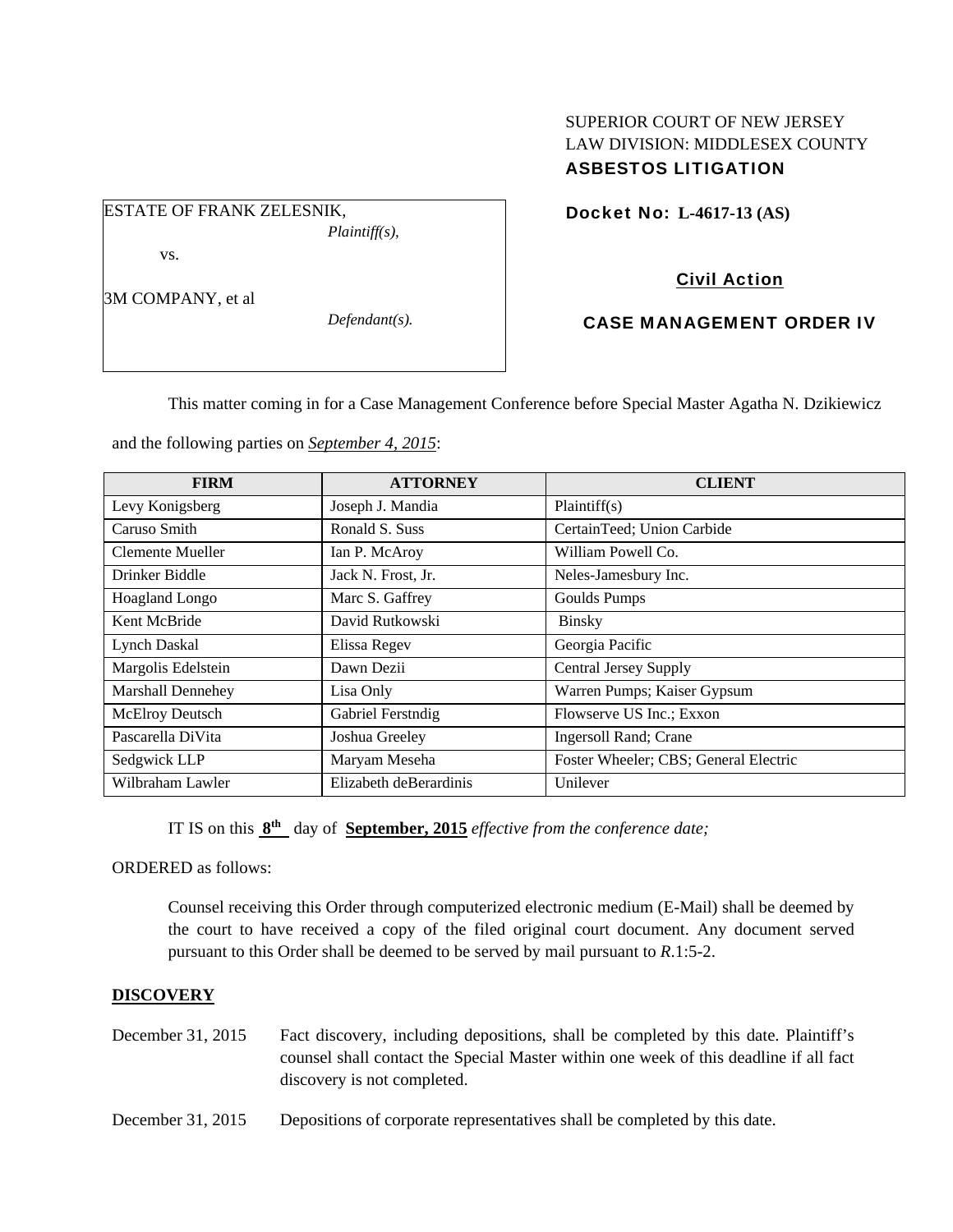SUPERIOR COURT OF NEW JERSEY
LAW DIVISION: MIDDLESEX COUNTY
**ASBESTOS LITIGATION**

ESTATE OF FRANK ZELESNIK,
*Plaintiff(s),*

vs.

3M COMPANY, et al
*Defendant(s).*

**Docket No: L-4617-13 (AS)**

**Civil Action**

**CASE MANAGEMENT ORDER IV**

This matter coming in for a Case Management Conference before Special Master Agatha N. Dzikiewicz and the following parties on ***September 4, 2015***:

| FIRM | ATTORNEY | CLIENT |
|---|---|---|
| Levy Konigsberg | Joseph J. Mandia | Plaintiff(s) |
| Caruso Smith | Ronald S. Suss | CertainTeed; Union Carbide |
| Clemente Mueller | Ian P. McAroy | William Powell Co. |
| Drinker Biddle | Jack N. Frost, Jr. | Neles-Jamesbury Inc. |
| Hoagland Longo | Marc S. Gaffrey | Goulds Pumps |
| Kent McBride | David Rutkowski | Binsky |
| Lynch Daskal | Elissa Regev | Georgia Pacific |
| Margolis Edelstein | Dawn Dezii | Central Jersey Supply |
| Marshall Dennehey | Lisa Only | Warren Pumps; Kaiser Gypsum |
| McElroy Deutsch | Gabriel Ferstndig | Flowserve US Inc.; Exxon |
| Pascarella DiVita | Joshua Greeley | Ingersoll Rand; Crane |
| Sedgwick LLP | Maryam Meseha | Foster Wheeler; CBS; General Electric |
| Wilbraham Lawler | Elizabeth deBerardinis | Unilever |

IT IS on this **8th** day of **September, 2015** *effective from the conference date;*

ORDERED as follows:

Counsel receiving this Order through computerized electronic medium (E-Mail) shall be deemed by the court to have received a copy of the filed original court document. Any document served pursuant to this Order shall be deemed to be served by mail pursuant to *R*.1:5-2.

**DISCOVERY**

December 31, 2015 Fact discovery, including depositions, shall be completed by this date. Plaintiff's counsel shall contact the Special Master within one week of this deadline if all fact discovery is not completed.

December 31, 2015 Depositions of corporate representatives shall be completed by this date.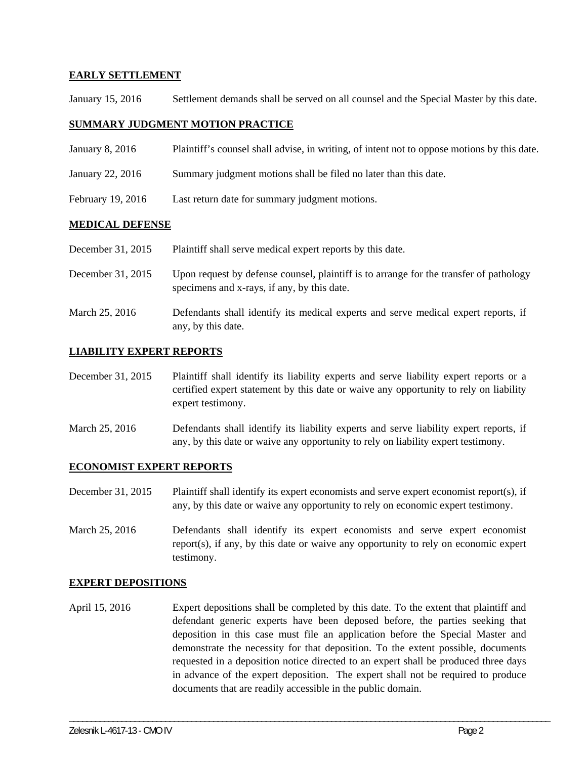**EARLY SETTLEMENT**

January 15, 2016 Settlement demands shall be served on all counsel and the Special Master by this date.

**SUMMARY JUDGMENT MOTION PRACTICE**

January 8, 2016 Plaintiff's counsel shall advise, in writing, of intent not to oppose motions by this date.

January 22, 2016 Summary judgment motions shall be filed no later than this date.

February 19, 2016 Last return date for summary judgment motions.

**MEDICAL DEFENSE**

December 31, 2015 Plaintiff shall serve medical expert reports by this date.

December 31, 2015 Upon request by defense counsel, plaintiff is to arrange for the transfer of pathology specimens and x-rays, if any, by this date.

March 25, 2016 Defendants shall identify its medical experts and serve medical expert reports, if any, by this date.

**LIABILITY EXPERT REPORTS**

December 31, 2015 Plaintiff shall identify its liability experts and serve liability expert reports or a certified expert statement by this date or waive any opportunity to rely on liability expert testimony.

March 25, 2016 Defendants shall identify its liability experts and serve liability expert reports, if any, by this date or waive any opportunity to rely on liability expert testimony.

**ECONOMIST EXPERT REPORTS**

December 31, 2015 Plaintiff shall identify its expert economists and serve expert economist report(s), if any, by this date or waive any opportunity to rely on economic expert testimony.

March 25, 2016 Defendants shall identify its expert economists and serve expert economist report(s), if any, by this date or waive any opportunity to rely on economic expert testimony.

**EXPERT DEPOSITIONS**

April 15, 2016 Expert depositions shall be completed by this date. To the extent that plaintiff and defendant generic experts have been deposed before, the parties seeking that deposition in this case must file an application before the Special Master and demonstrate the necessity for that deposition. To the extent possible, documents requested in a deposition notice directed to an expert shall be produced three days in advance of the expert deposition. The expert shall not be required to produce documents that are readily accessible in the public domain.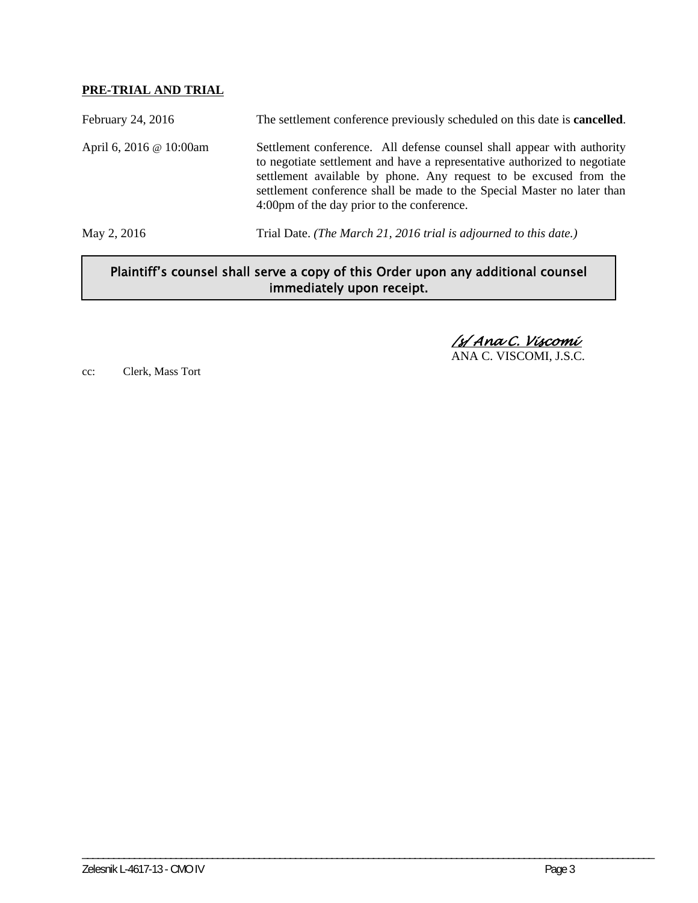**PRE-TRIAL AND TRIAL**

| | |
|---|---|
| February 24, 2016 | The settlement conference previously scheduled on this date is **cancelled**. |
| April 6, 2016 @ 10:00am | Settlement conference. All defense counsel shall appear with authority to negotiate settlement and have a representative authorized to negotiate settlement available by phone. Any request to be excused from the settlement conference shall be made to the Special Master no later than 4:00pm of the day prior to the conference. |
| May 2, 2016 | Trial Date. *(The March 21, 2016 trial is adjourned to this date.)* |

**Plaintiff's counsel shall serve a copy of this Order upon any additional counsel immediately upon receipt.**

*/s/ Ana C. Viscomi*
ANA C. VISCOMI, J.S.C.

cc: Clerk, Mass Tort